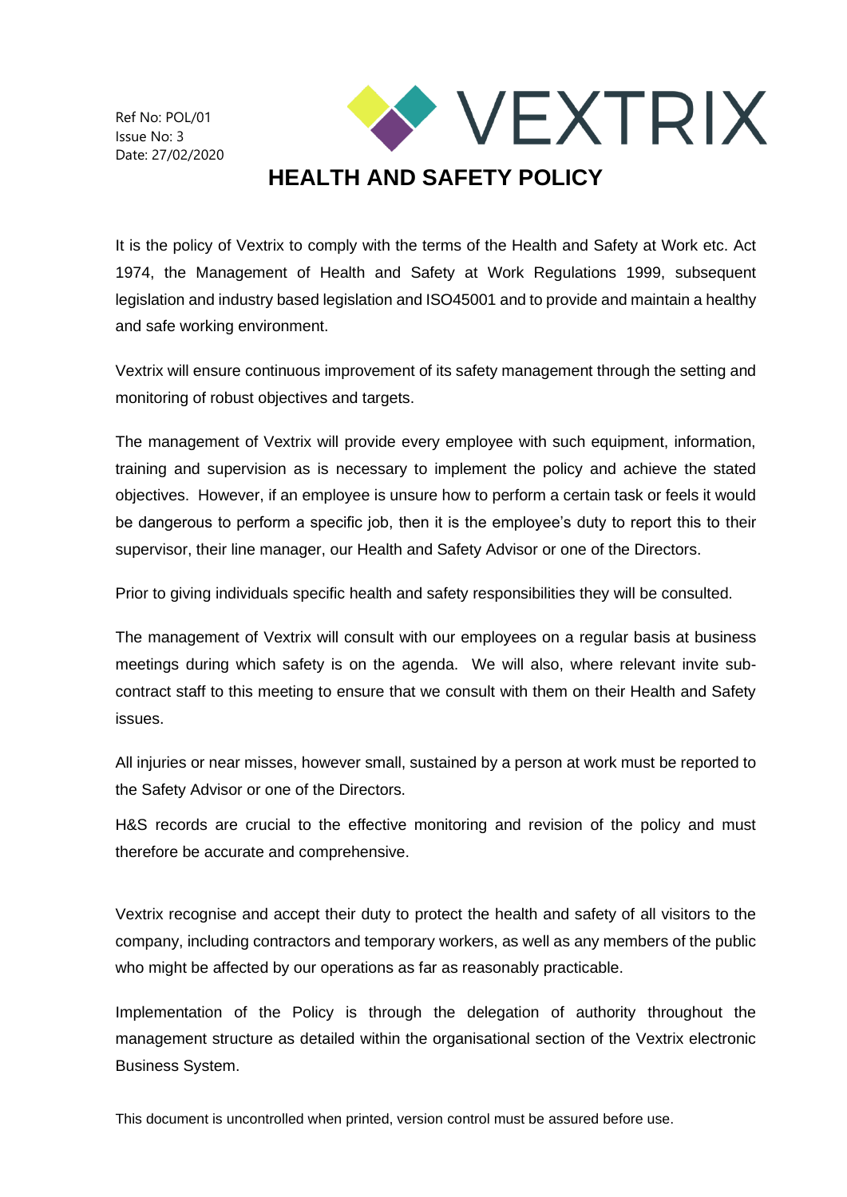Ref No: POL/01
Issue No: 3
Date: 27/02/2020

VEXTRIX

# HEALTH AND SAFETY POLICY

It is the policy of Vextrix to comply with the terms of the Health and Safety at Work etc. Act 1974, the Management of Health and Safety at Work Regulations 1999, subsequent legislation and industry based legislation and ISO45001 and to provide and maintain a healthy and safe working environment.

Vextrix will ensure continuous improvement of its safety management through the setting and monitoring of robust objectives and targets.

The management of Vextrix will provide every employee with such equipment, information, training and supervision as is necessary to implement the policy and achieve the stated objectives. However, if an employee is unsure how to perform a certain task or feels it would be dangerous to perform a specific job, then it is the employee's duty to report this to their supervisor, their line manager, our Health and Safety Advisor or one of the Directors.

Prior to giving individuals specific health and safety responsibilities they will be consulted.

The management of Vextrix will consult with our employees on a regular basis at business meetings during which safety is on the agenda. We will also, where relevant invite sub-contract staff to this meeting to ensure that we consult with them on their Health and Safety issues.

All injuries or near misses, however small, sustained by a person at work must be reported to the Safety Advisor or one of the Directors.

H&S records are crucial to the effective monitoring and revision of the policy and must therefore be accurate and comprehensive.

Vextrix recognise and accept their duty to protect the health and safety of all visitors to the company, including contractors and temporary workers, as well as any members of the public who might be affected by our operations as far as reasonably practicable.

Implementation of the Policy is through the delegation of authority throughout the management structure as detailed within the organisational section of the Vextrix electronic Business System.

This document is uncontrolled when printed, version control must be assured before use.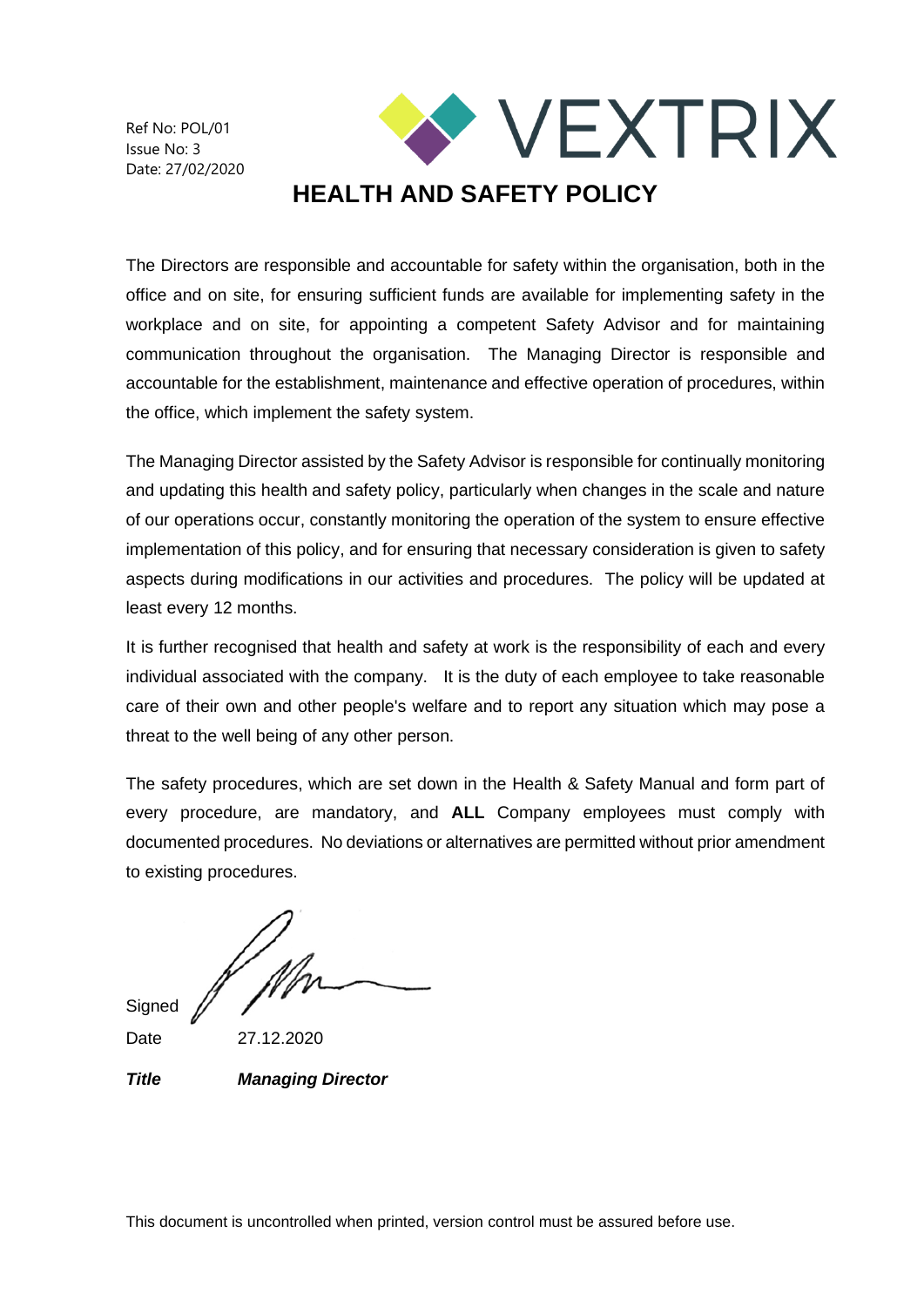Ref No: POL/01
Issue No: 3
Date: 27/02/2020

VEXTRIX

# HEALTH AND SAFETY POLICY

The Directors are responsible and accountable for safety within the organisation, both in the office and on site, for ensuring sufficient funds are available for implementing safety in the workplace and on site, for appointing a competent Safety Advisor and for maintaining communication throughout the organisation. The Managing Director is responsible and accountable for the establishment, maintenance and effective operation of procedures, within the office, which implement the safety system.

The Managing Director assisted by the Safety Advisor is responsible for continually monitoring and updating this health and safety policy, particularly when changes in the scale and nature of our operations occur, constantly monitoring the operation of the system to ensure effective implementation of this policy, and for ensuring that necessary consideration is given to safety aspects during modifications in our activities and procedures. The policy will be updated at least every 12 months.

It is further recognised that health and safety at work is the responsibility of each and every individual associated with the company. It is the duty of each employee to take reasonable care of their own and other people's welfare and to report any situation which may pose a threat to the well being of any other person.

The safety procedures, which are set down in the Health & Safety Manual and form part of every procedure, are mandatory, and **ALL** Company employees must comply with documented procedures. No deviations or alternatives are permitted without prior amendment to existing procedures.

Signed

Date 27.12.2020

***Title*** ***Managing Director***

This document is uncontrolled when printed, version control must be assured before use.